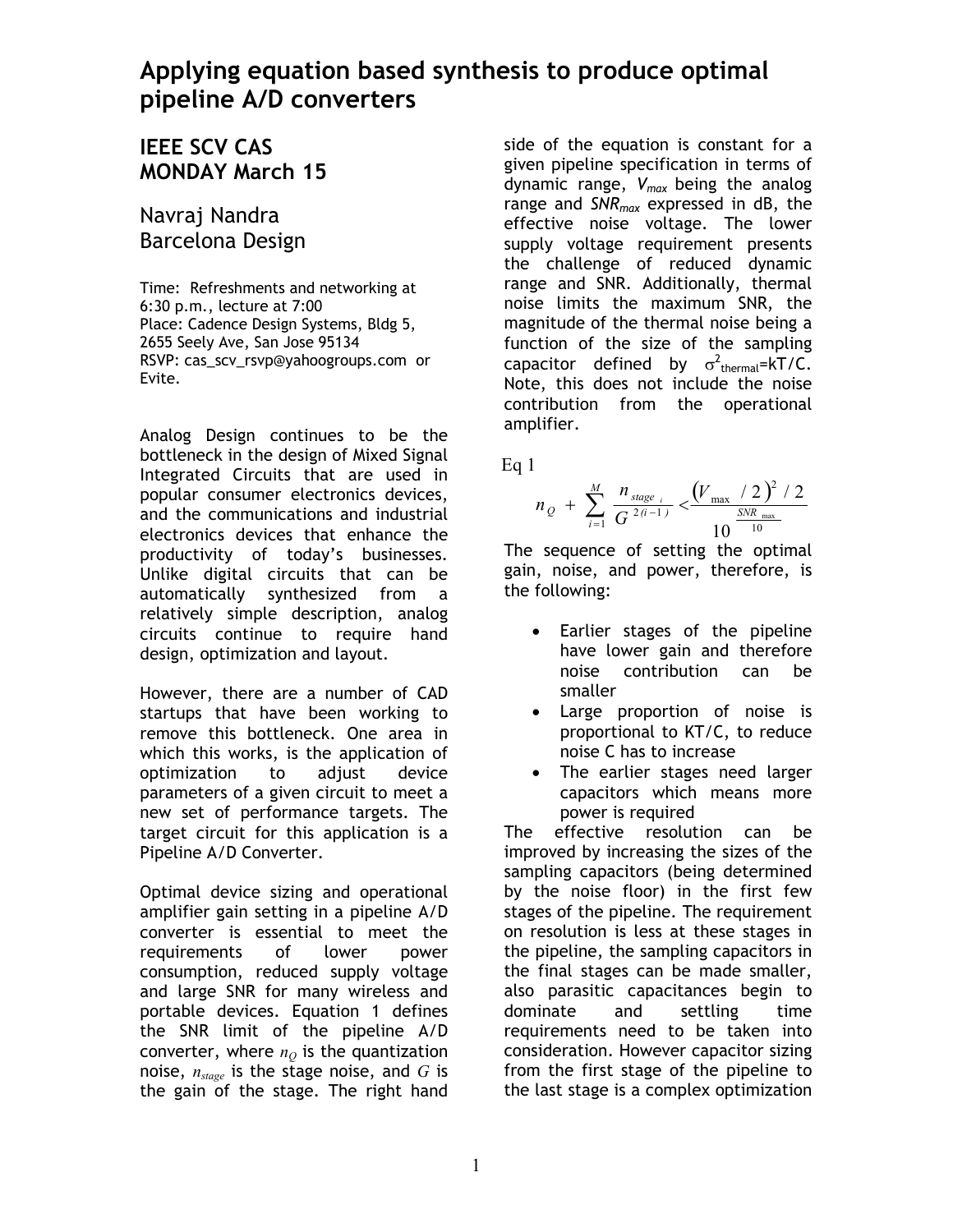# Applying equation based synthesis to produce optimal pipeline A/D converters

## IEEE SCV CAS
## MONDAY March 15

Navraj Nandra
Barcelona Design

Time: Refreshments and networking at 6:30 p.m., lecture at 7:00
Place: Cadence Design Systems, Bldg 5, 2655 Seely Ave, San Jose 95134
RSVP: cas_scv_rsvp@yahoogroups.com or Evite.

Analog Design continues to be the bottleneck in the design of Mixed Signal Integrated Circuits that are used in popular consumer electronics devices, and the communications and industrial electronics devices that enhance the productivity of today's businesses. Unlike digital circuits that can be automatically synthesized from a relatively simple description, analog circuits continue to require hand design, optimization and layout.

However, there are a number of CAD startups that have been working to remove this bottleneck. One area in which this works, is the application of optimization to adjust device parameters of a given circuit to meet a new set of performance targets. The target circuit for this application is a Pipeline A/D Converter.

Optimal device sizing and operational amplifier gain setting in a pipeline A/D converter is essential to meet the requirements of lower power consumption, reduced supply voltage and large SNR for many wireless and portable devices. Equation 1 defines the SNR limit of the pipeline A/D converter, where $n_Q$ is the quantization noise, $n_{stage}$ is the stage noise, and $G$ is the gain of the stage. The right hand side of the equation is constant for a given pipeline specification in terms of dynamic range, $V_{max}$ being the analog range and $SNR_{max}$ expressed in dB, the effective noise voltage. The lower supply voltage requirement presents the challenge of reduced dynamic range and SNR. Additionally, thermal noise limits the maximum SNR, the magnitude of the thermal noise being a function of the size of the sampling capacitor defined by $\sigma^2_{thermal}=kT/C$. Note, this does not include the noise contribution from the operational amplifier.

Eq 1

$$n_Q + \sum_{i=1}^{M} \frac{n_{stage_i}}{G^{2(i-1)}} < \frac{(V_{max}/2)^2/2}{10^{\frac{SNR_{max}}{10}}}$$

The sequence of setting the optimal gain, noise, and power, therefore, is the following:

- Earlier stages of the pipeline have lower gain and therefore noise contribution can be smaller
- Large proportion of noise is proportional to KT/C, to reduce noise C has to increase
- The earlier stages need larger capacitors which means more power is required

The effective resolution can be improved by increasing the sizes of the sampling capacitors (being determined by the noise floor) in the first few stages of the pipeline. The requirement on resolution is less at these stages in the pipeline, the sampling capacitors in the final stages can be made smaller, also parasitic capacitances begin to dominate and settling time requirements need to be taken into consideration. However capacitor sizing from the first stage of the pipeline to the last stage is a complex optimization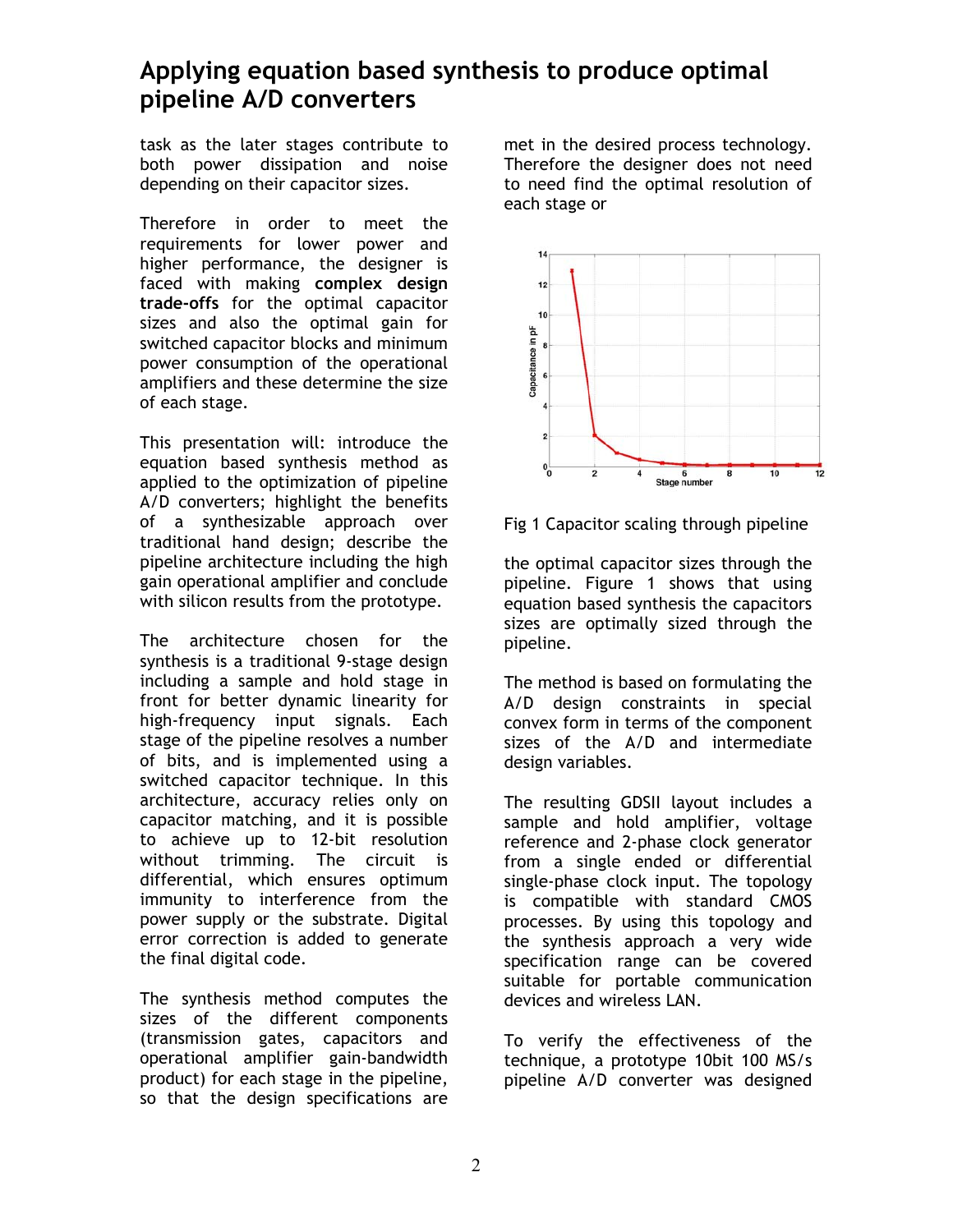# Applying equation based synthesis to produce optimal pipeline A/D converters

task as the later stages contribute to both power dissipation and noise depending on their capacitor sizes.

Therefore in order to meet the requirements for lower power and higher performance, the designer is faced with making **complex design trade-offs** for the optimal capacitor sizes and also the optimal gain for switched capacitor blocks and minimum power consumption of the operational amplifiers and these determine the size of each stage.

This presentation will: introduce the equation based synthesis method as applied to the optimization of pipeline A/D converters; highlight the benefits of a synthesizable approach over traditional hand design; describe the pipeline architecture including the high gain operational amplifier and conclude with silicon results from the prototype.

The architecture chosen for the synthesis is a traditional 9-stage design including a sample and hold stage in front for better dynamic linearity for high-frequency input signals. Each stage of the pipeline resolves a number of bits, and is implemented using a switched capacitor technique. In this architecture, accuracy relies only on capacitor matching, and it is possible to achieve up to 12-bit resolution without trimming. The circuit is differential, which ensures optimum immunity to interference from the power supply or the substrate. Digital error correction is added to generate the final digital code.

The synthesis method computes the sizes of the different components (transmission gates, capacitors and operational amplifier gain-bandwidth product) for each stage in the pipeline, so that the design specifications are met in the desired process technology. Therefore the designer does not need to need find the optimal resolution of each stage or

Fig 1 Capacitor scaling through pipeline

the optimal capacitor sizes through the pipeline. Figure 1 shows that using equation based synthesis the capacitors sizes are optimally sized through the pipeline.

The method is based on formulating the A/D design constraints in special convex form in terms of the component sizes of the A/D and intermediate design variables.

The resulting GDSII layout includes a sample and hold amplifier, voltage reference and 2-phase clock generator from a single ended or differential single-phase clock input. The topology is compatible with standard CMOS processes. By using this topology and the synthesis approach a very wide specification range can be covered suitable for portable communication devices and wireless LAN.

To verify the effectiveness of the technique, a prototype 10bit 100 MS/s pipeline A/D converter was designed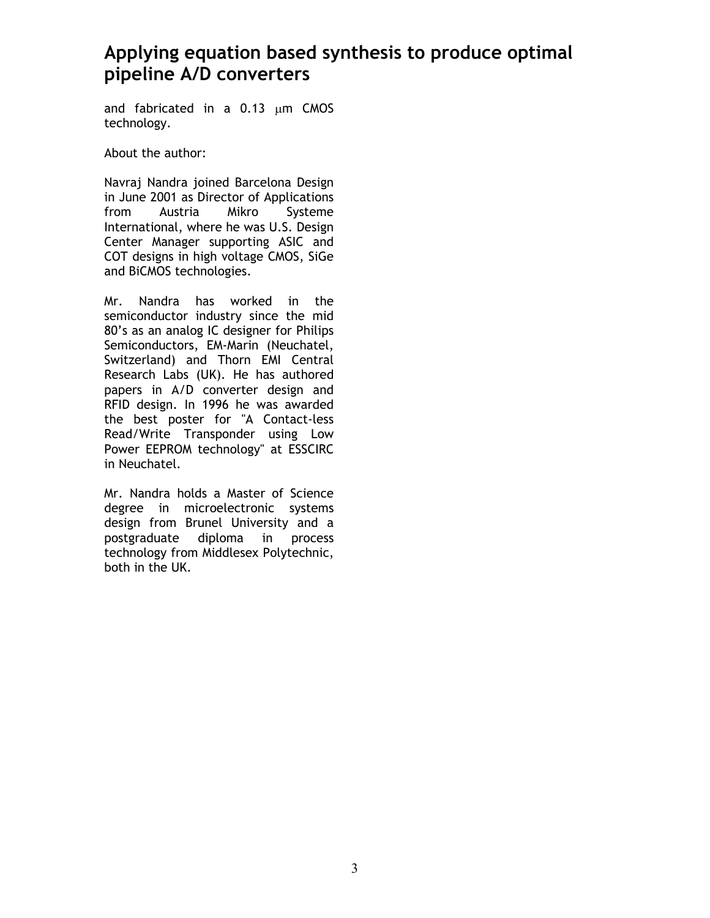and fabricated in a 0.13 μm CMOS technology.

About the author:

Navraj Nandra joined Barcelona Design in June 2001 as Director of Applications from Austria Mikro Systeme International, where he was U.S. Design Center Manager supporting ASIC and COT designs in high voltage CMOS, SiGe and BiCMOS technologies.

Mr. Nandra has worked in the semiconductor industry since the mid 80's as an analog IC designer for Philips Semiconductors, EM-Marin (Neuchatel, Switzerland) and Thorn EMI Central Research Labs (UK). He has authored papers in A/D converter design and RFID design. In 1996 he was awarded the best poster for "A Contact-less Read/Write Transponder using Low Power EEPROM technology" at ESSCIRC in Neuchatel.

Mr. Nandra holds a Master of Science degree in microelectronic systems design from Brunel University and a postgraduate diploma in process technology from Middlesex Polytechnic, both in the UK.